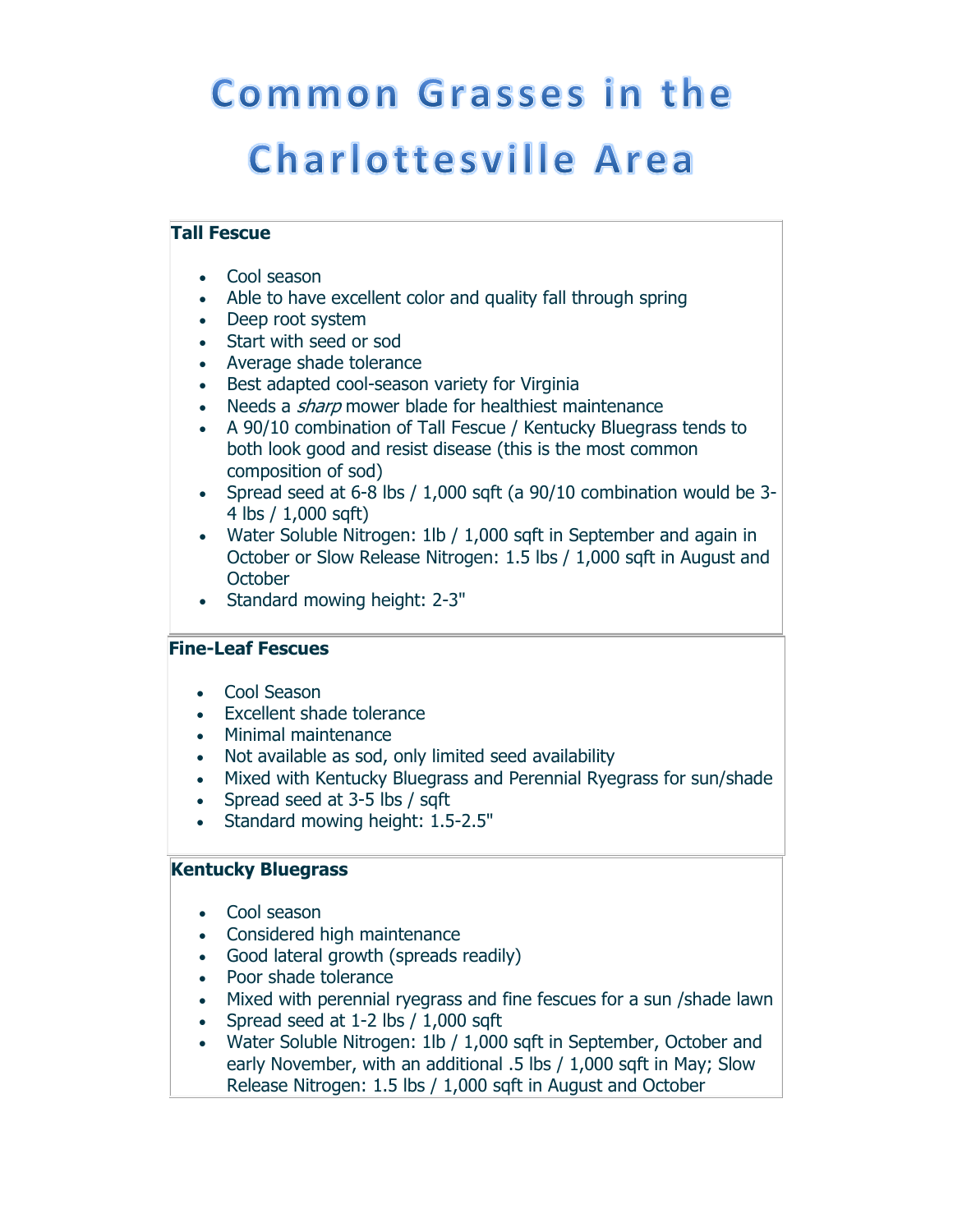# Common Grasses in the Charlottesville Area

**Tall Fescue**

- Cool season
- Able to have excellent color and quality fall through spring
- Deep root system
- Start with seed or sod
- Average shade tolerance
- Best adapted cool-season variety for Virginia
- Needs a *sharp* mower blade for healthiest maintenance
- A 90/10 combination of Tall Fescue / Kentucky Bluegrass tends to both look good and resist disease (this is the most common composition of sod)
- Spread seed at 6-8 lbs / 1,000 sqft (a 90/10 combination would be 3-4 lbs / 1,000 sqft)
- Water Soluble Nitrogen: 1lb / 1,000 sqft in September and again in October or Slow Release Nitrogen: 1.5 lbs / 1,000 sqft in August and October
- Standard mowing height: 2-3"

**Fine-Leaf Fescues**

- Cool Season
- Excellent shade tolerance
- Minimal maintenance
- Not available as sod, only limited seed availability
- Mixed with Kentucky Bluegrass and Perennial Ryegrass for sun/shade
- Spread seed at 3-5 lbs / sqft
- Standard mowing height: 1.5-2.5"

**Kentucky Bluegrass**

- Cool season
- Considered high maintenance
- Good lateral growth (spreads readily)
- Poor shade tolerance
- Mixed with perennial ryegrass and fine fescues for a sun /shade lawn
- Spread seed at 1-2 lbs / 1,000 sqft
- Water Soluble Nitrogen: 1lb / 1,000 sqft in September, October and early November, with an additional .5 lbs / 1,000 sqft in May; Slow Release Nitrogen: 1.5 lbs / 1,000 sqft in August and October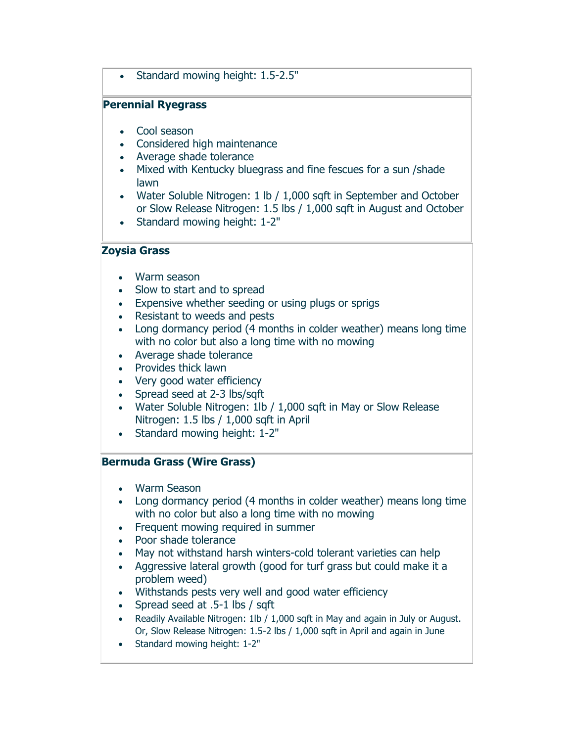- Standard mowing height: 1.5-2.5"

**Perennial Ryegrass**

- Cool season
- Considered high maintenance
- Average shade tolerance
- Mixed with Kentucky bluegrass and fine fescues for a sun /shade lawn
- Water Soluble Nitrogen: 1 lb / 1,000 sqft in September and October or Slow Release Nitrogen: 1.5 lbs / 1,000 sqft in August and October
- Standard mowing height: 1-2"

**Zoysia Grass**

- Warm season
- Slow to start and to spread
- Expensive whether seeding or using plugs or sprigs
- Resistant to weeds and pests
- Long dormancy period (4 months in colder weather) means long time with no color but also a long time with no mowing
- Average shade tolerance
- Provides thick lawn
- Very good water efficiency
- Spread seed at 2-3 lbs/sqft
- Water Soluble Nitrogen: 1lb / 1,000 sqft in May or Slow Release Nitrogen: 1.5 lbs / 1,000 sqft in April
- Standard mowing height: 1-2"

**Bermuda Grass (Wire Grass)**

- Warm Season
- Long dormancy period (4 months in colder weather) means long time with no color but also a long time with no mowing
- Frequent mowing required in summer
- Poor shade tolerance
- May not withstand harsh winters-cold tolerant varieties can help
- Aggressive lateral growth (good for turf grass but could make it a problem weed)
- Withstands pests very well and good water efficiency
- Spread seed at .5-1 lbs / sqft
- Readily Available Nitrogen: 1lb / 1,000 sqft in May and again in July or August. Or, Slow Release Nitrogen: 1.5-2 lbs / 1,000 sqft in April and again in June
- Standard mowing height: 1-2"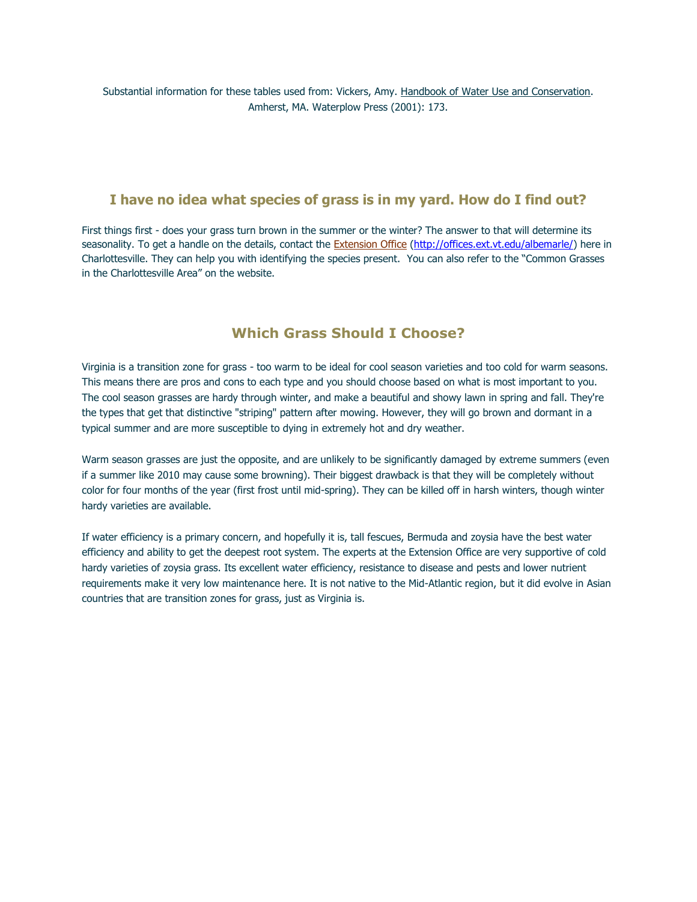Substantial information for these tables used from: Vickers, Amy. Handbook of Water Use and Conservation. Amherst, MA. Waterplow Press (2001): 173.

## I have no idea what species of grass is in my yard. How do I find out?

First things first - does your grass turn brown in the summer or the winter? The answer to that will determine its seasonality. To get a handle on the details, contact the Extension Office (http://offices.ext.vt.edu/albemarle/) here in Charlottesville. They can help you with identifying the species present. You can also refer to the "Common Grasses in the Charlottesville Area" on the website.

## Which Grass Should I Choose?

Virginia is a transition zone for grass - too warm to be ideal for cool season varieties and too cold for warm seasons. This means there are pros and cons to each type and you should choose based on what is most important to you. The cool season grasses are hardy through winter, and make a beautiful and showy lawn in spring and fall. They're the types that get that distinctive "striping" pattern after mowing. However, they will go brown and dormant in a typical summer and are more susceptible to dying in extremely hot and dry weather.

Warm season grasses are just the opposite, and are unlikely to be significantly damaged by extreme summers (even if a summer like 2010 may cause some browning). Their biggest drawback is that they will be completely without color for four months of the year (first frost until mid-spring). They can be killed off in harsh winters, though winter hardy varieties are available.

If water efficiency is a primary concern, and hopefully it is, tall fescues, Bermuda and zoysia have the best water efficiency and ability to get the deepest root system. The experts at the Extension Office are very supportive of cold hardy varieties of zoysia grass. Its excellent water efficiency, resistance to disease and pests and lower nutrient requirements make it very low maintenance here. It is not native to the Mid-Atlantic region, but it did evolve in Asian countries that are transition zones for grass, just as Virginia is.